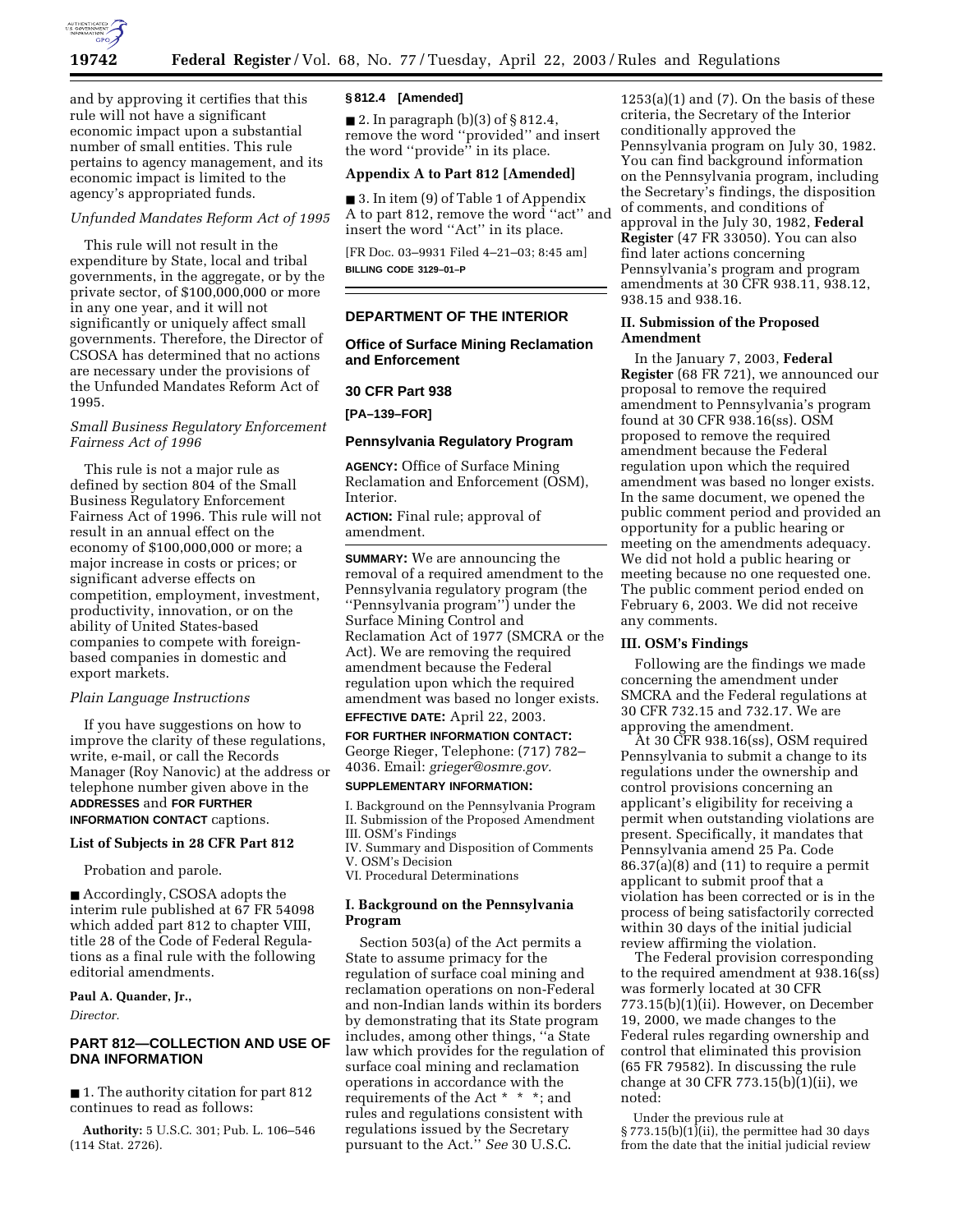and by approving it certifies that this rule will not have a significant economic impact upon a substantial number of small entities. This rule pertains to agency management, and its economic impact is limited to the agency's appropriated funds.

*Unfunded Mandates Reform Act of 1995*

This rule will not result in the expenditure by State, local and tribal governments, in the aggregate, or by the private sector, of $100,000,000 or more in any one year, and it will not significantly or uniquely affect small governments. Therefore, the Director of CSOSA has determined that no actions are necessary under the provisions of the Unfunded Mandates Reform Act of 1995.

*Small Business Regulatory Enforcement Fairness Act of 1996*

This rule is not a major rule as defined by section 804 of the Small Business Regulatory Enforcement Fairness Act of 1996. This rule will not result in an annual effect on the economy of $100,000,000 or more; a major increase in costs or prices; or significant adverse effects on competition, employment, investment, productivity, innovation, or on the ability of United States-based companies to compete with foreign-based companies in domestic and export markets.

*Plain Language Instructions*

If you have suggestions on how to improve the clarity of these regulations, write, e-mail, or call the Records Manager (Roy Nanovic) at the address or telephone number given above in the **ADDRESSES** and **FOR FURTHER INFORMATION CONTACT** captions.

**List of Subjects in 28 CFR Part 812**

Probation and parole.

■ Accordingly, CSOSA adopts the interim rule published at 67 FR 54098 which added part 812 to chapter VIII, title 28 of the Code of Federal Regulations as a final rule with the following editorial amendments.

**Paul A. Quander, Jr.,**

*Director.*

## PART 812—COLLECTION AND USE OF DNA INFORMATION

■ 1. The authority citation for part 812 continues to read as follows:

**Authority:** 5 U.S.C. 301; Pub. L. 106–546 (114 Stat. 2726).

**§ 812.4 [Amended]**

■ 2. In paragraph (b)(3) of § 812.4, remove the word "provided" and insert the word "provide" in its place.

**Appendix A to Part 812 [Amended]**

■ 3. In item (9) of Table 1 of Appendix A to part 812, remove the word "act" and insert the word "Act" in its place.

[FR Doc. 03–9931 Filed 4–21–03; 8:45 am]

**BILLING CODE 3129–01–P**

## DEPARTMENT OF THE INTERIOR

### Office of Surface Mining Reclamation and Enforcement

### 30 CFR Part 938

**[PA–139–FOR]**

### Pennsylvania Regulatory Program

**AGENCY:** Office of Surface Mining Reclamation and Enforcement (OSM), Interior.

**ACTION:** Final rule; approval of amendment.

**SUMMARY:** We are announcing the removal of a required amendment to the Pennsylvania regulatory program (the "Pennsylvania program") under the Surface Mining Control and Reclamation Act of 1977 (SMCRA or the Act). We are removing the required amendment because the Federal regulation upon which the required amendment was based no longer exists.

**EFFECTIVE DATE:** April 22, 2003.

**FOR FURTHER INFORMATION CONTACT:** George Rieger, Telephone: (717) 782–4036. Email: *grieger@osmre.gov.*

**SUPPLEMENTARY INFORMATION:**

I. Background on the Pennsylvania Program
II. Submission of the Proposed Amendment
III. OSM's Findings
IV. Summary and Disposition of Comments
V. OSM's Decision
VI. Procedural Determinations

**I. Background on the Pennsylvania Program**

Section 503(a) of the Act permits a State to assume primacy for the regulation of surface coal mining and reclamation operations on non-Federal and non-Indian lands within its borders by demonstrating that its State program includes, among other things, "a State law which provides for the regulation of surface coal mining and reclamation operations in accordance with the requirements of the Act * * *; and rules and regulations consistent with regulations issued by the Secretary pursuant to the Act." *See* 30 U.S.C. 1253(a)(1) and (7). On the basis of these criteria, the Secretary of the Interior conditionally approved the Pennsylvania program on July 30, 1982. You can find background information on the Pennsylvania program, including the Secretary's findings, the disposition of comments, and conditions of approval in the July 30, 1982, **Federal Register** (47 FR 33050). You can also find later actions concerning Pennsylvania's program and program amendments at 30 CFR 938.11, 938.12, 938.15 and 938.16.

**II. Submission of the Proposed Amendment**

In the January 7, 2003, **Federal Register** (68 FR 721), we announced our proposal to remove the required amendment to Pennsylvania's program found at 30 CFR 938.16(ss). OSM proposed to remove the required amendment because the Federal regulation upon which the required amendment was based no longer exists. In the same document, we opened the public comment period and provided an opportunity for a public hearing or meeting on the amendments adequacy. We did not hold a public hearing or meeting because no one requested one. The public comment period ended on February 6, 2003. We did not receive any comments.

**III. OSM's Findings**

Following are the findings we made concerning the amendment under SMCRA and the Federal regulations at 30 CFR 732.15 and 732.17. We are approving the amendment.

At 30 CFR 938.16(ss), OSM required Pennsylvania to submit a change to its regulations under the ownership and control provisions concerning an applicant's eligibility for receiving a permit when outstanding violations are present. Specifically, it mandates that Pennsylvania amend 25 Pa. Code 86.37(a)(8) and (11) to require a permit applicant to submit proof that a violation has been corrected or is in the process of being satisfactorily corrected within 30 days of the initial judicial review affirming the violation.

The Federal provision corresponding to the required amendment at 938.16(ss) was formerly located at 30 CFR 773.15(b)(1)(ii). However, on December 19, 2000, we made changes to the Federal rules regarding ownership and control that eliminated this provision (65 FR 79582). In discussing the rule change at 30 CFR 773.15(b)(1)(ii), we noted:

Under the previous rule at § 773.15(b)(1)(ii), the permittee had 30 days from the date that the initial judicial review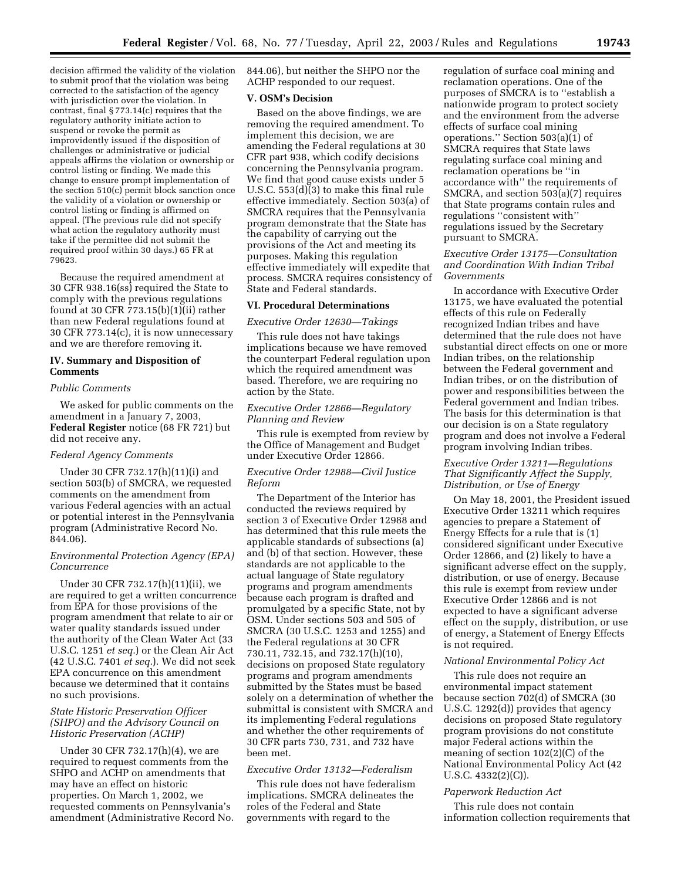decision affirmed the validity of the violation to submit proof that the violation was being corrected to the satisfaction of the agency with jurisdiction over the violation. In contrast, final § 773.14(c) requires that the regulatory authority initiate action to suspend or revoke the permit as improvidently issued if the disposition of challenges or administrative or judicial appeals affirms the violation or ownership or control listing or finding. We made this change to ensure prompt implementation of the section 510(c) permit block sanction once the validity of a violation or ownership or control listing or finding is affirmed on appeal. (The previous rule did not specify what action the regulatory authority must take if the permittee did not submit the required proof within 30 days.) 65 FR at 79623.

Because the required amendment at 30 CFR 938.16(ss) required the State to comply with the previous regulations found at 30 CFR 773.15(b)(1)(ii) rather than new Federal regulations found at 30 CFR 773.14(c), it is now unnecessary and we are therefore removing it.

## IV. Summary and Disposition of Comments

*Public Comments*

We asked for public comments on the amendment in a January 7, 2003, **Federal Register** notice (68 FR 721) but did not receive any.

*Federal Agency Comments*

Under 30 CFR 732.17(h)(11)(i) and section 503(b) of SMCRA, we requested comments on the amendment from various Federal agencies with an actual or potential interest in the Pennsylvania program (Administrative Record No. 844.06).

*Environmental Protection Agency (EPA) Concurrence*

Under 30 CFR 732.17(h)(11)(ii), we are required to get a written concurrence from EPA for those provisions of the program amendment that relate to air or water quality standards issued under the authority of the Clean Water Act (33 U.S.C. 1251 *et seq.*) or the Clean Air Act (42 U.S.C. 7401 *et seq.*). We did not seek EPA concurrence on this amendment because we determined that it contains no such provisions.

*State Historic Preservation Officer (SHPO) and the Advisory Council on Historic Preservation (ACHP)*

Under 30 CFR 732.17(h)(4), we are required to request comments from the SHPO and ACHP on amendments that may have an effect on historic properties. On March 1, 2002, we requested comments on Pennsylvania's amendment (Administrative Record No. 844.06), but neither the SHPO nor the ACHP responded to our request.

## V. OSM's Decision

Based on the above findings, we are removing the required amendment. To implement this decision, we are amending the Federal regulations at 30 CFR part 938, which codify decisions concerning the Pennsylvania program. We find that good cause exists under 5 U.S.C. 553(d)(3) to make this final rule effective immediately. Section 503(a) of SMCRA requires that the Pennsylvania program demonstrate that the State has the capability of carrying out the provisions of the Act and meeting its purposes. Making this regulation effective immediately will expedite that process. SMCRA requires consistency of State and Federal standards.

## VI. Procedural Determinations

*Executive Order 12630—Takings*

This rule does not have takings implications because we have removed the counterpart Federal regulation upon which the required amendment was based. Therefore, we are requiring no action by the State.

*Executive Order 12866—Regulatory Planning and Review*

This rule is exempted from review by the Office of Management and Budget under Executive Order 12866.

*Executive Order 12988—Civil Justice Reform*

The Department of the Interior has conducted the reviews required by section 3 of Executive Order 12988 and has determined that this rule meets the applicable standards of subsections (a) and (b) of that section. However, these standards are not applicable to the actual language of State regulatory programs and program amendments because each program is drafted and promulgated by a specific State, not by OSM. Under sections 503 and 505 of SMCRA (30 U.S.C. 1253 and 1255) and the Federal regulations at 30 CFR 730.11, 732.15, and 732.17(h)(10), decisions on proposed State regulatory programs and program amendments submitted by the States must be based solely on a determination of whether the submittal is consistent with SMCRA and its implementing Federal regulations and whether the other requirements of 30 CFR parts 730, 731, and 732 have been met.

*Executive Order 13132—Federalism*

This rule does not have federalism implications. SMCRA delineates the roles of the Federal and State governments with regard to the regulation of surface coal mining and reclamation operations. One of the purposes of SMCRA is to "establish a nationwide program to protect society and the environment from the adverse effects of surface coal mining operations." Section 503(a)(1) of SMCRA requires that State laws regulating surface coal mining and reclamation operations be "in accordance with" the requirements of SMCRA, and section 503(a)(7) requires that State programs contain rules and regulations "consistent with" regulations issued by the Secretary pursuant to SMCRA.

*Executive Order 13175—Consultation and Coordination With Indian Tribal Governments*

In accordance with Executive Order 13175, we have evaluated the potential effects of this rule on Federally recognized Indian tribes and have determined that the rule does not have substantial direct effects on one or more Indian tribes, on the relationship between the Federal government and Indian tribes, or on the distribution of power and responsibilities between the Federal government and Indian tribes. The basis for this determination is that our decision is on a State regulatory program and does not involve a Federal program involving Indian tribes.

*Executive Order 13211—Regulations That Significantly Affect the Supply, Distribution, or Use of Energy*

On May 18, 2001, the President issued Executive Order 13211 which requires agencies to prepare a Statement of Energy Effects for a rule that is (1) considered significant under Executive Order 12866, and (2) likely to have a significant adverse effect on the supply, distribution, or use of energy. Because this rule is exempt from review under Executive Order 12866 and is not expected to have a significant adverse effect on the supply, distribution, or use of energy, a Statement of Energy Effects is not required.

*National Environmental Policy Act*

This rule does not require an environmental impact statement because section 702(d) of SMCRA (30 U.S.C. 1292(d)) provides that agency decisions on proposed State regulatory program provisions do not constitute major Federal actions within the meaning of section 102(2)(C) of the National Environmental Policy Act (42 U.S.C. 4332(2)(C)).

*Paperwork Reduction Act*

This rule does not contain information collection requirements that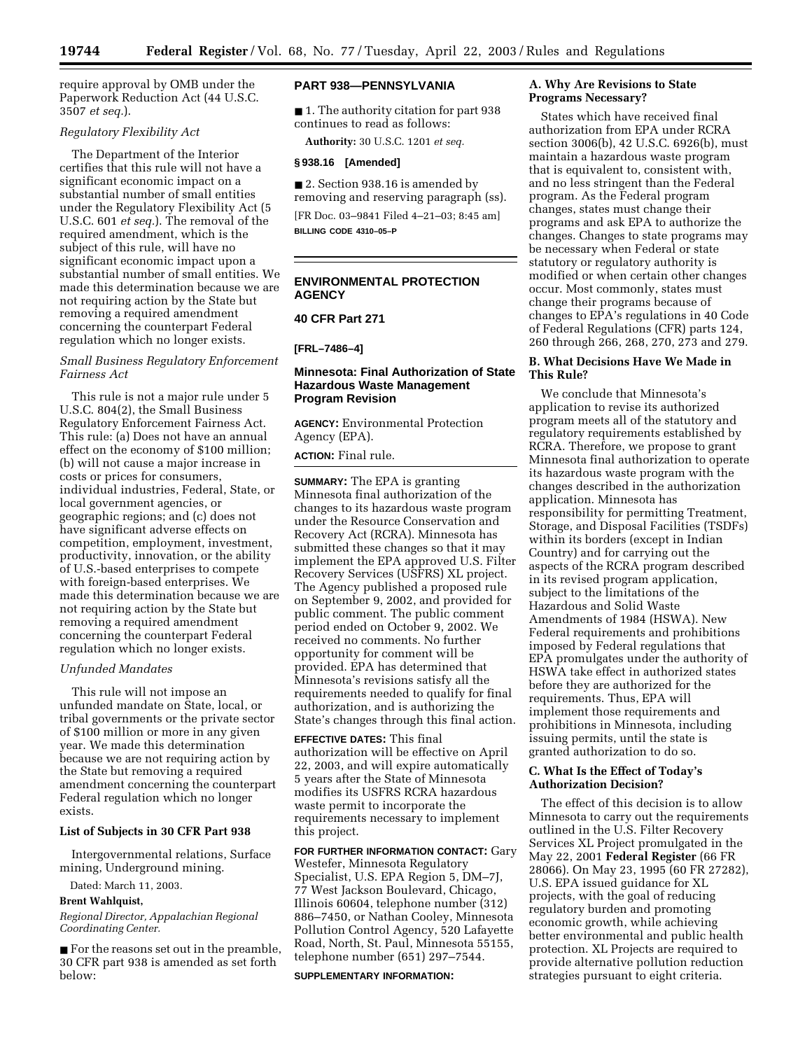require approval by OMB under the Paperwork Reduction Act (44 U.S.C. 3507 *et seq.*).

*Regulatory Flexibility Act*

The Department of the Interior certifies that this rule will not have a significant economic impact on a substantial number of small entities under the Regulatory Flexibility Act (5 U.S.C. 601 *et seq.*). The removal of the required amendment, which is the subject of this rule, will have no significant economic impact upon a substantial number of small entities. We made this determination because we are not requiring action by the State but removing a required amendment concerning the counterpart Federal regulation which no longer exists.

*Small Business Regulatory Enforcement Fairness Act*

This rule is not a major rule under 5 U.S.C. 804(2), the Small Business Regulatory Enforcement Fairness Act. This rule: (a) Does not have an annual effect on the economy of $100 million; (b) will not cause a major increase in costs or prices for consumers, individual industries, Federal, State, or local government agencies, or geographic regions; and (c) does not have significant adverse effects on competition, employment, investment, productivity, innovation, or the ability of U.S.-based enterprises to compete with foreign-based enterprises. We made this determination because we are not requiring action by the State but removing a required amendment concerning the counterpart Federal regulation which no longer exists.

*Unfunded Mandates*

This rule will not impose an unfunded mandate on State, local, or tribal governments or the private sector of $100 million or more in any given year. We made this determination because we are not requiring action by the State but removing a required amendment concerning the counterpart Federal regulation which no longer exists.

**List of Subjects in 30 CFR Part 938**

Intergovernmental relations, Surface mining, Underground mining.

Dated: March 11, 2003.

**Brent Wahlquist,**

*Regional Director, Appalachian Regional Coordinating Center.*

■ For the reasons set out in the preamble, 30 CFR part 938 is amended as set forth below:

**PART 938—PENNSYLVANIA**

■ 1. The authority citation for part 938 continues to read as follows:

**Authority:** 30 U.S.C. 1201 *et seq.*

**§ 938.16 [Amended]**

■ 2. Section 938.16 is amended by removing and reserving paragraph (ss).

[FR Doc. 03–9841 Filed 4–21–03; 8:45 am]

**BILLING CODE 4310–05–P**

---

**ENVIRONMENTAL PROTECTION AGENCY**

**40 CFR Part 271**

**[FRL–7486–4]**

## Minnesota: Final Authorization of State Hazardous Waste Management Program Revision

**AGENCY:** Environmental Protection Agency (EPA).

**ACTION:** Final rule.

**SUMMARY:** The EPA is granting Minnesota final authorization of the changes to its hazardous waste program under the Resource Conservation and Recovery Act (RCRA). Minnesota has submitted these changes so that it may implement the EPA approved U.S. Filter Recovery Services (USFRS) XL project. The Agency published a proposed rule on September 9, 2002, and provided for public comment. The public comment period ended on October 9, 2002. We received no comments. No further opportunity for comment will be provided. EPA has determined that Minnesota's revisions satisfy all the requirements needed to qualify for final authorization, and is authorizing the State's changes through this final action.

**EFFECTIVE DATES:** This final authorization will be effective on April 22, 2003, and will expire automatically 5 years after the State of Minnesota modifies its USFRS RCRA hazardous waste permit to incorporate the requirements necessary to implement this project.

**FOR FURTHER INFORMATION CONTACT:** Gary Westefer, Minnesota Regulatory Specialist, U.S. EPA Region 5, DM–7J, 77 West Jackson Boulevard, Chicago, Illinois 60604, telephone number (312) 886–7450, or Nathan Cooley, Minnesota Pollution Control Agency, 520 Lafayette Road, North, St. Paul, Minnesota 55155, telephone number (651) 297–7544.

**SUPPLEMENTARY INFORMATION:**

### A. Why Are Revisions to State Programs Necessary?

States which have received final authorization from EPA under RCRA section 3006(b), 42 U.S.C. 6926(b), must maintain a hazardous waste program that is equivalent to, consistent with, and no less stringent than the Federal program. As the Federal program changes, states must change their programs and ask EPA to authorize the changes. Changes to state programs may be necessary when Federal or state statutory or regulatory authority is modified or when certain other changes occur. Most commonly, states must change their programs because of changes to EPA's regulations in 40 Code of Federal Regulations (CFR) parts 124, 260 through 266, 268, 270, 273 and 279.

### B. What Decisions Have We Made in This Rule?

We conclude that Minnesota's application to revise its authorized program meets all of the statutory and regulatory requirements established by RCRA. Therefore, we propose to grant Minnesota final authorization to operate its hazardous waste program with the changes described in the authorization application. Minnesota has responsibility for permitting Treatment, Storage, and Disposal Facilities (TSDFs) within its borders (except in Indian Country) and for carrying out the aspects of the RCRA program described in its revised program application, subject to the limitations of the Hazardous and Solid Waste Amendments of 1984 (HSWA). New Federal requirements and prohibitions imposed by Federal regulations that EPA promulgates under the authority of HSWA take effect in authorized states before they are authorized for the requirements. Thus, EPA will implement those requirements and prohibitions in Minnesota, including issuing permits, until the state is granted authorization to do so.

### C. What Is the Effect of Today's Authorization Decision?

The effect of this decision is to allow Minnesota to carry out the requirements outlined in the U.S. Filter Recovery Services XL Project promulgated in the May 22, 2001 **Federal Register** (66 FR 28066). On May 23, 1995 (60 FR 27282), U.S. EPA issued guidance for XL projects, with the goal of reducing regulatory burden and promoting economic growth, while achieving better environmental and public health protection. XL Projects are required to provide alternative pollution reduction strategies pursuant to eight criteria.